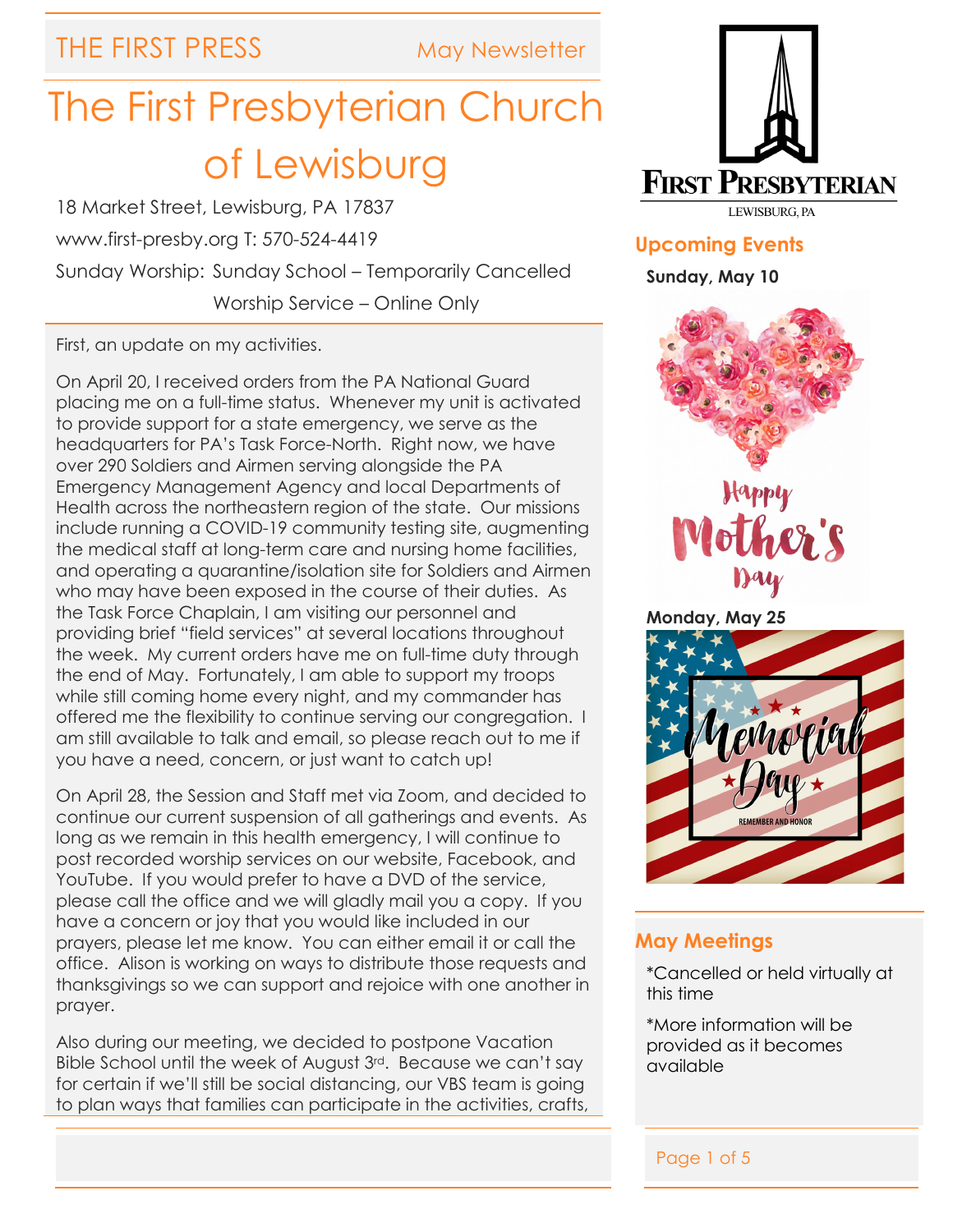THE FIRST PRESS — May Newsletter

# The First Presbyterian Church of Lewisburg

18 Market Street, Lewisburg, PA 17837

www.first-presby.org T: 570-524-4419

Sunday Worship: Sunday School – Temporarily Cancelled

Worship Service – Online Only

First, an update on my activities.

On April 20, I received orders from the PA National Guard placing me on a full-time status. Whenever my unit is activated to provide support for a state emergency, we serve as the headquarters for PA's Task Force-North. Right now, we have over 290 Soldiers and Airmen serving alongside the PA Emergency Management Agency and local Departments of Health across the northeastern region of the state. Our missions include running a COVID-19 community testing site, augmenting the medical staff at long-term care and nursing home facilities, and operating a quarantine/isolation site for Soldiers and Airmen who may have been exposed in the course of their duties. As the Task Force Chaplain, I am visiting our personnel and providing brief "field services" at several locations throughout the week. My current orders have me on full-time duty through the end of May. Fortunately, I am able to support my troops while still coming home every night, and my commander has offered me the flexibility to continue serving our congregation. I am still available to talk and email, so please reach out to me if you have a need, concern, or just want to catch up!

On April 28, the Session and Staff met via Zoom, and decided to continue our current suspension of all gatherings and events. As long as we remain in this health emergency, I will continue to post recorded worship services on our website, Facebook, and YouTube. If you would prefer to have a DVD of the service, please call the office and we will gladly mail you a copy. If you have a concern or joy that you would like included in our prayers, please let me know. You can either email it or call the office. Alison is working on ways to distribute those requests and thanksgivings so we can support and rejoice with one another in prayer.

Also during our meeting, we decided to postpone Vacation Bible School until the week of August 3rd. Because we can't say for certain if we'll still be social distancing, our VBS team is going to plan ways that families can participate in the activities, crafts,

FIRST PRESBYTERIAN
LEWISBURG, PA

## Upcoming Events

**Sunday, May 10**

Happy Mother's Day

**Monday, May 25**

Memorial Day — Remember and Honor

## May Meetings

*Cancelled or held virtually at this time

*More information will be provided as it becomes available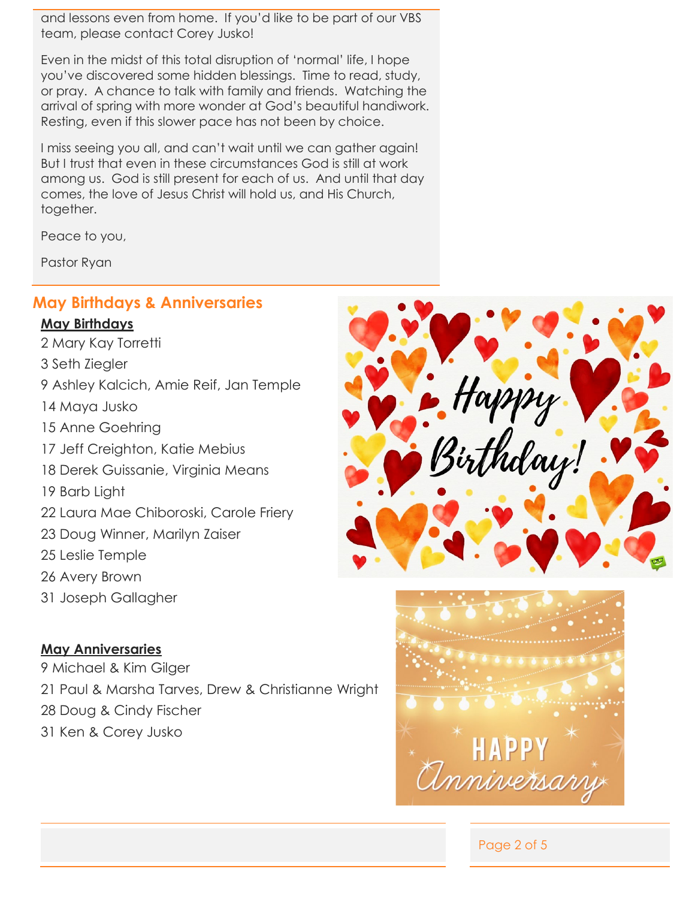and lessons even from home. If you'd like to be part of our VBS team, please contact Corey Jusko!

Even in the midst of this total disruption of 'normal' life, I hope you've discovered some hidden blessings. Time to read, study, or pray. A chance to talk with family and friends. Watching the arrival of spring with more wonder at God's beautiful handiwork. Resting, even if this slower pace has not been by choice.

I miss seeing you all, and can't wait until we can gather again! But I trust that even in these circumstances God is still at work among us. God is still present for each of us. And until that day comes, the love of Jesus Christ will hold us, and His Church, together.

Peace to you,

Pastor Ryan

## May Birthdays & Anniversaries

**May Birthdays**

2 Mary Kay Torretti
3 Seth Ziegler
9 Ashley Kalcich, Amie Reif, Jan Temple
14 Maya Jusko
15 Anne Goehring
17 Jeff Creighton, Katie Mebius
18 Derek Guissanie, Virginia Means
19 Barb Light
22 Laura Mae Chiboroski, Carole Friery
23 Doug Winner, Marilyn Zaiser
25 Leslie Temple
26 Avery Brown
31 Joseph Gallagher

**May Anniversaries**

9 Michael & Kim Gilger
21 Paul & Marsha Tarves, Drew & Christianne Wright
28 Doug & Cindy Fischer
31 Ken & Corey Jusko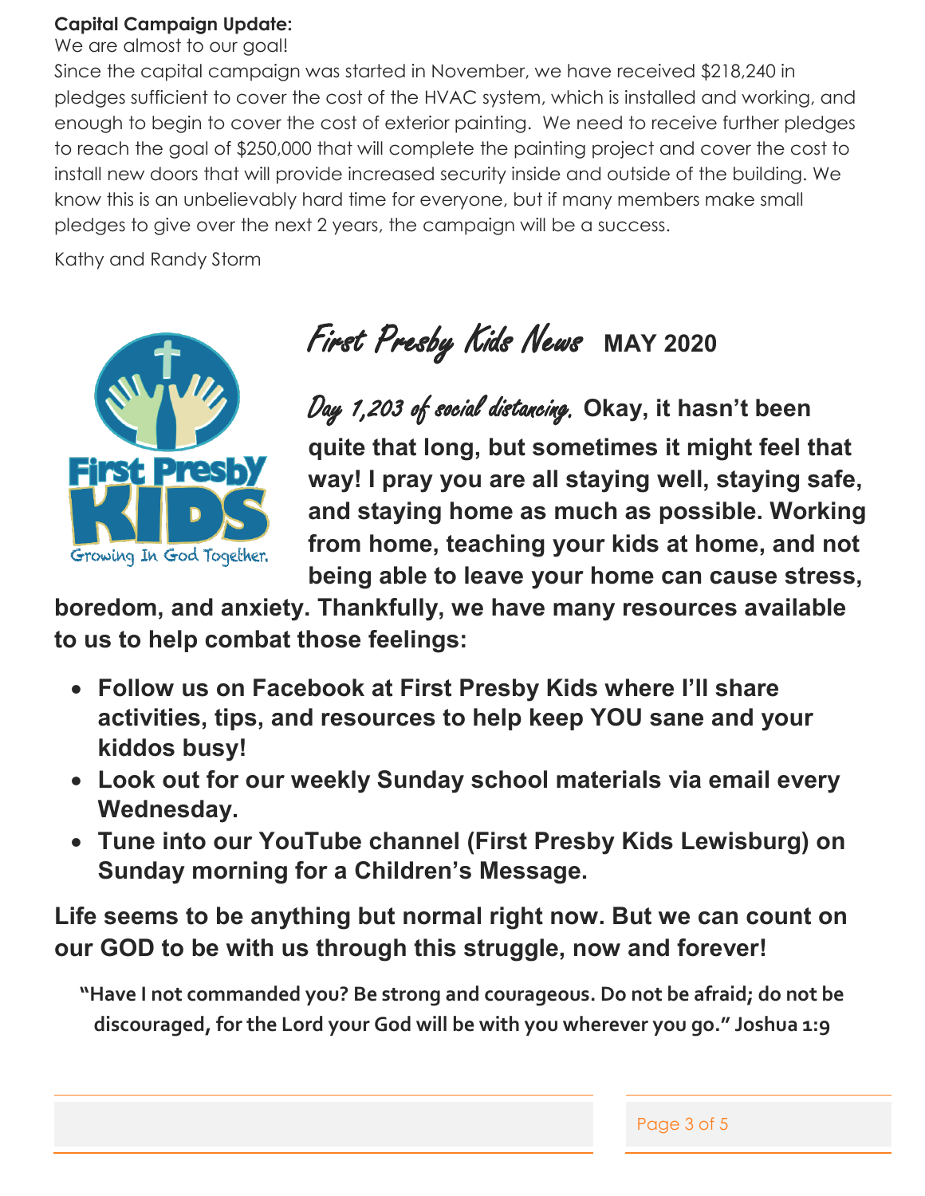**Capital Campaign Update:**

We are almost to our goal!

Since the capital campaign was started in November, we have received $218,240 in pledges sufficient to cover the cost of the HVAC system, which is installed and working, and enough to begin to cover the cost of exterior painting. We need to receive further pledges to reach the goal of $250,000 that will complete the painting project and cover the cost to install new doors that will provide increased security inside and outside of the building. We know this is an unbelievably hard time for everyone, but if many members make small pledges to give over the next 2 years, the campaign will be a success.

Kathy and Randy Storm

# *First Presby Kids News* MAY 2020

First Presby KIDS — Growing In God Together.

***Day 1,203 of social distancing.*** **Okay, it hasn't been quite that long, but sometimes it might feel that way! I pray you are all staying well, staying safe, and staying home as much as possible. Working from home, teaching your kids at home, and not being able to leave your home can cause stress, boredom, and anxiety. Thankfully, we have many resources available to us to help combat those feelings:**

- **Follow us on Facebook at First Presby Kids where I'll share activities, tips, and resources to help keep YOU sane and your kiddos busy!**
- **Look out for our weekly Sunday school materials via email every Wednesday.**
- **Tune into our YouTube channel (First Presby Kids Lewisburg) on Sunday morning for a Children's Message.**

**Life seems to be anything but normal right now. But we can count on our GOD to be with us through this struggle, now and forever!**

**"Have I not commanded you? Be strong and courageous. Do not be afraid; do not be discouraged, for the Lord your God will be with you wherever you go." Joshua 1:9**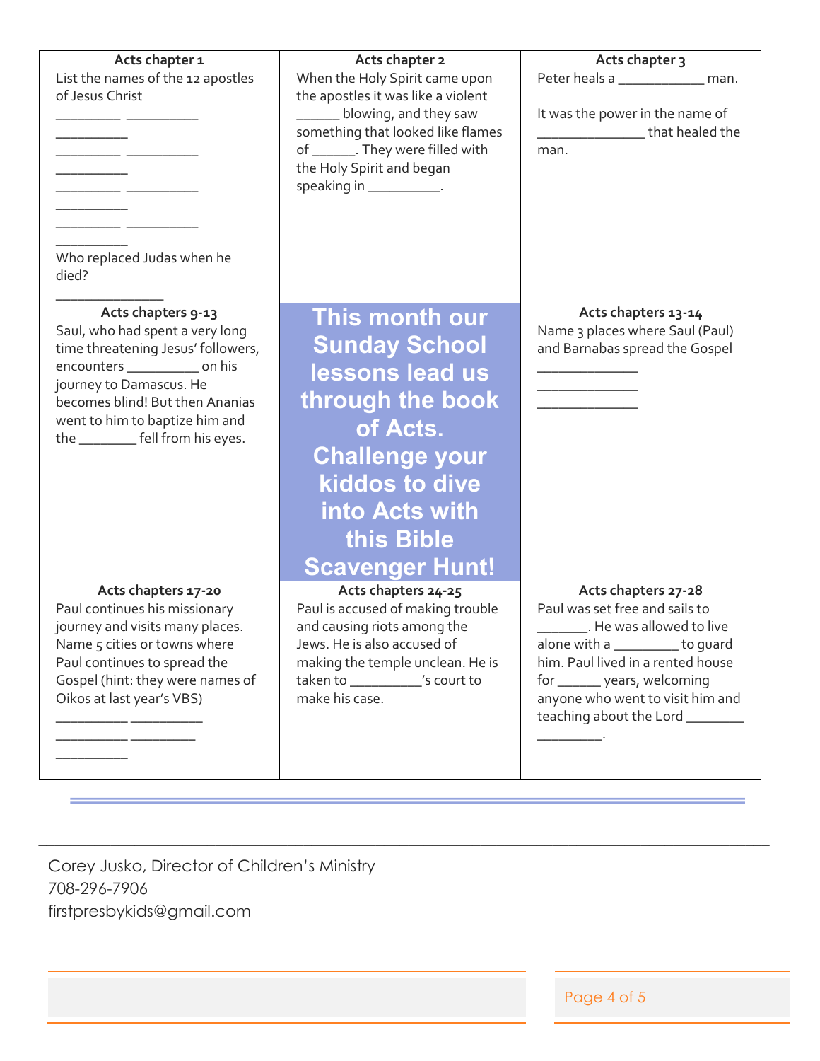| Acts chapter 1 | Acts chapter 2 | Acts chapter 3 |
| --- | --- | --- |
| List the names of the 12 apostles of Jesus Christ<br>_________ __________<br>__________<br>_________ __________<br>__________<br>_________ __________<br>__________<br>_________ __________<br>__________<br>Who replaced Judas when he died?<br>_______________ | When the Holy Spirit came upon the apostles it was like a violent ______ blowing, and they saw something that looked like flames of ______. They were filled with the Holy Spirit and began speaking in __________. | Peter heals a ____________ man.<br><br>It was the power in the name of _______________ that healed the man. |
| **Acts chapters 9-13**<br>Saul, who had spent a very long time threatening Jesus' followers, encounters __________ on his journey to Damascus. He becomes blind! But then Ananias went to him to baptize him and the ________ fell from his eyes. | **This month our Sunday School lessons lead us through the book of Acts. Challenge your kiddos to dive into Acts with this Bible Scavenger Hunt!** | **Acts chapters 13-14**<br>Name 3 places where Saul (Paul) and Barnabas spread the Gospel<br>______________<br>______________<br>______________ |
| **Acts chapters 17-20**<br>Paul continues his missionary journey and visits many places. Name 5 cities or towns where Paul continues to spread the Gospel (hint: they were names of Oikos at last year's VBS)<br>__________ __________<br>__________ _________<br>__________ | **Acts chapters 24-25**<br>Paul is accused of making trouble and causing riots among the Jews. He is also accused of making the temple unclean. He is taken to __________'s court to make his case. | **Acts chapters 27-28**<br>Paul was set free and sails to _______. He was allowed to live alone with a _________ to guard him. Paul lived in a rented house for ______ years, welcoming anyone who went to visit him and teaching about the Lord ________ _________. |

Corey Jusko, Director of Children's Ministry
708-296-7906
firstpresbykids@gmail.com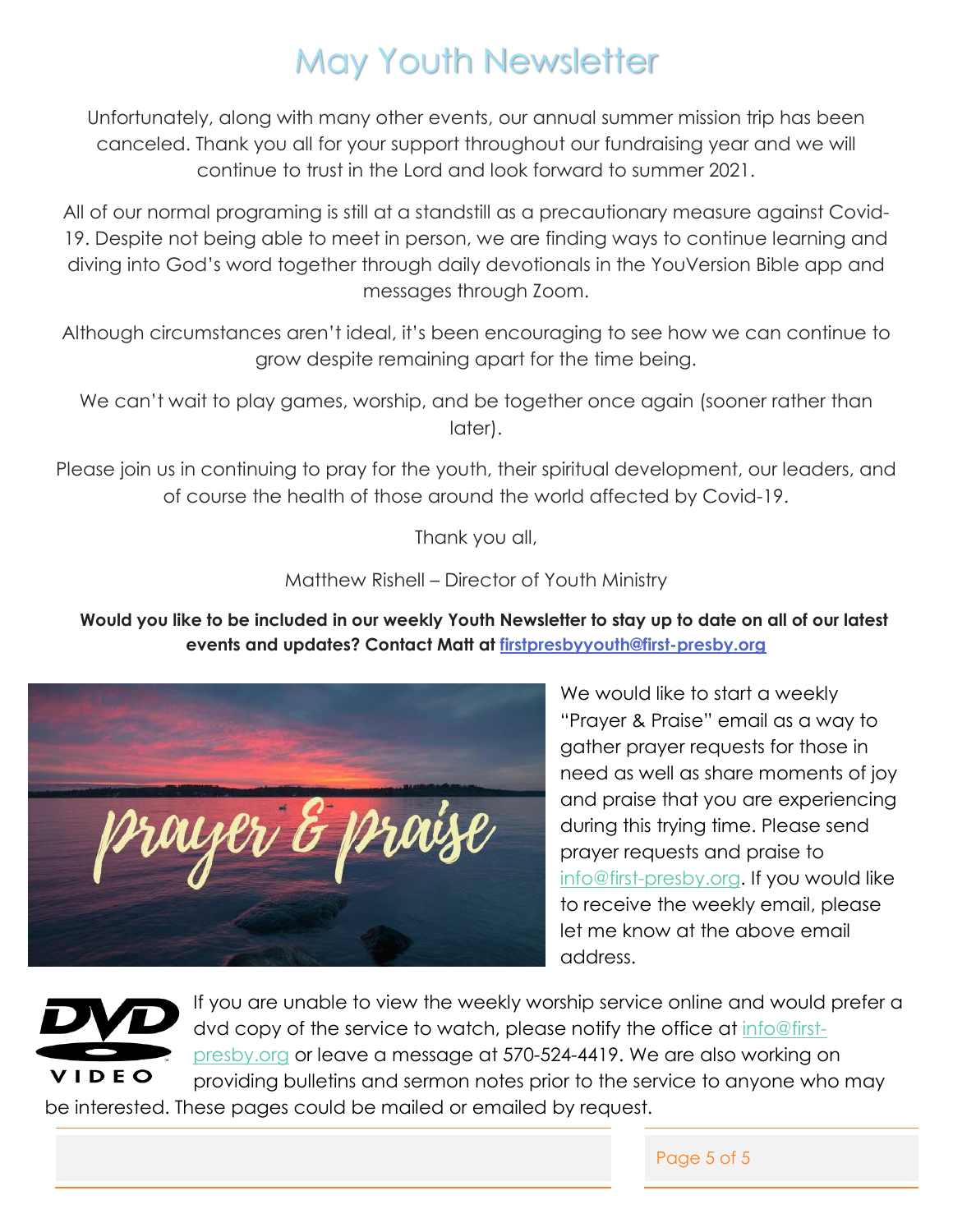# May Youth Newsletter

Unfortunately, along with many other events, our annual summer mission trip has been canceled. Thank you all for your support throughout our fundraising year and we will continue to trust in the Lord and look forward to summer 2021.

All of our normal programing is still at a standstill as a precautionary measure against Covid-19. Despite not being able to meet in person, we are finding ways to continue learning and diving into God's word together through daily devotionals in the YouVersion Bible app and messages through Zoom.

Although circumstances aren't ideal, it's been encouraging to see how we can continue to grow despite remaining apart for the time being.

We can't wait to play games, worship, and be together once again (sooner rather than later).

Please join us in continuing to pray for the youth, their spiritual development, our leaders, and of course the health of those around the world affected by Covid-19.

Thank you all,

Matthew Rishell – Director of Youth Ministry

**Would you like to be included in our weekly Youth Newsletter to stay up to date on all of our latest events and updates? Contact Matt at firstpresbyyouth@first-presby.org**

We would like to start a weekly "Prayer & Praise" email as a way to gather prayer requests for those in need as well as share moments of joy and praise that you are experiencing during this trying time. Please send prayer requests and praise to info@first-presby.org. If you would like to receive the weekly email, please let me know at the above email address.

If you are unable to view the weekly worship service online and would prefer a dvd copy of the service to watch, please notify the office at info@first-presby.org or leave a message at 570-524-4419. We are also working on providing bulletins and sermon notes prior to the service to anyone who may be interested. These pages could be mailed or emailed by request.